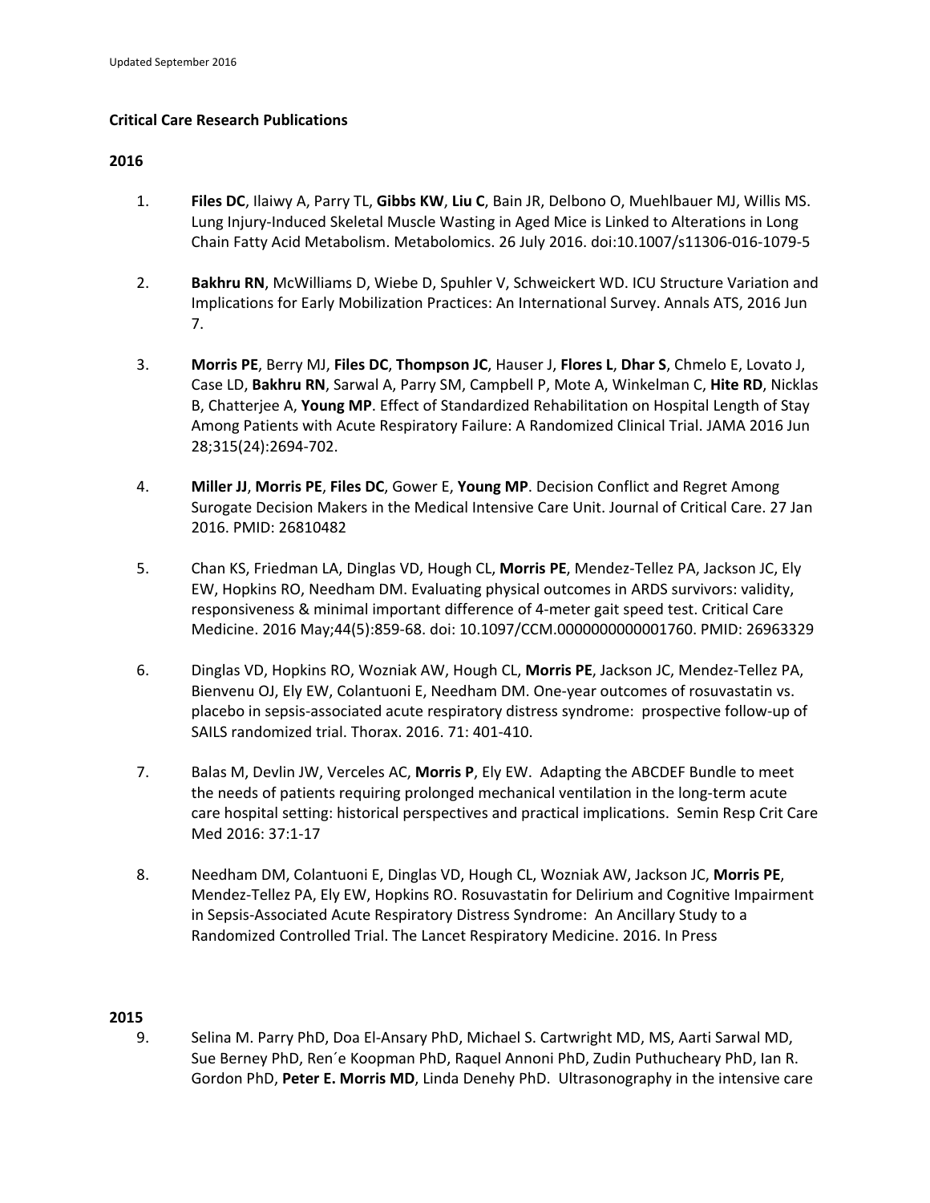Updated September 2016

**Critical Care Research Publications**

**2016**

1. **Files DC**, Ilaiwy A, Parry TL, **Gibbs KW**, **Liu C**, Bain JR, Delbono O, Muehlbauer MJ, Willis MS. Lung Injury-Induced Skeletal Muscle Wasting in Aged Mice is Linked to Alterations in Long Chain Fatty Acid Metabolism. Metabolomics. 26 July 2016. doi:10.1007/s11306-016-1079-5

2. **Bakhru RN**, McWilliams D, Wiebe D, Spuhler V, Schweickert WD. ICU Structure Variation and Implications for Early Mobilization Practices: An International Survey. Annals ATS, 2016 Jun 7.

3. **Morris PE**, Berry MJ, **Files DC**, **Thompson JC**, Hauser J, **Flores L**, **Dhar S**, Chmelo E, Lovato J, Case LD, **Bakhru RN**, Sarwal A, Parry SM, Campbell P, Mote A, Winkelman C, **Hite RD**, Nicklas B, Chatterjee A, **Young MP**. Effect of Standardized Rehabilitation on Hospital Length of Stay Among Patients with Acute Respiratory Failure: A Randomized Clinical Trial. JAMA 2016 Jun 28;315(24):2694-702.

4. **Miller JJ**, **Morris PE**, **Files DC**, Gower E, **Young MP**. Decision Conflict and Regret Among Surrogate Decision Makers in the Medical Intensive Care Unit. Journal of Critical Care. 27 Jan 2016. PMID: 26810482

5. Chan KS, Friedman LA, Dinglas VD, Hough CL, **Morris PE**, Mendez-Tellez PA, Jackson JC, Ely EW, Hopkins RO, Needham DM. Evaluating physical outcomes in ARDS survivors: validity, responsiveness & minimal important difference of 4-meter gait speed test. Critical Care Medicine. 2016 May;44(5):859-68. doi: 10.1097/CCM.0000000000001760. PMID: 26963329

6. Dinglas VD, Hopkins RO, Wozniak AW, Hough CL, **Morris PE**, Jackson JC, Mendez-Tellez PA, Bienvenu OJ, Ely EW, Colantuoni E, Needham DM. One-year outcomes of rosuvastatin vs. placebo in sepsis-associated acute respiratory distress syndrome: prospective follow-up of SAILS randomized trial. Thorax. 2016. 71: 401-410.

7. Balas M, Devlin JW, Verceles AC, **Morris P**, Ely EW. Adapting the ABCDEF Bundle to meet the needs of patients requiring prolonged mechanical ventilation in the long-term acute care hospital setting: historical perspectives and practical implications. Semin Resp Crit Care Med 2016: 37:1-17

8. Needham DM, Colantuoni E, Dinglas VD, Hough CL, Wozniak AW, Jackson JC, **Morris PE**, Mendez-Tellez PA, Ely EW, Hopkins RO. Rosuvastatin for Delirium and Cognitive Impairment in Sepsis-Associated Acute Respiratory Distress Syndrome: An Ancillary Study to a Randomized Controlled Trial. The Lancet Respiratory Medicine. 2016. In Press

**2015**

9. Selina M. Parry PhD, Doa El-Ansary PhD, Michael S. Cartwright MD, MS, Aarti Sarwal MD, Sue Berney PhD, Ren´e Koopman PhD, Raquel Annoni PhD, Zudin Puthucheary PhD, Ian R. Gordon PhD, **Peter E. Morris MD**, Linda Denehy PhD. Ultrasonography in the intensive care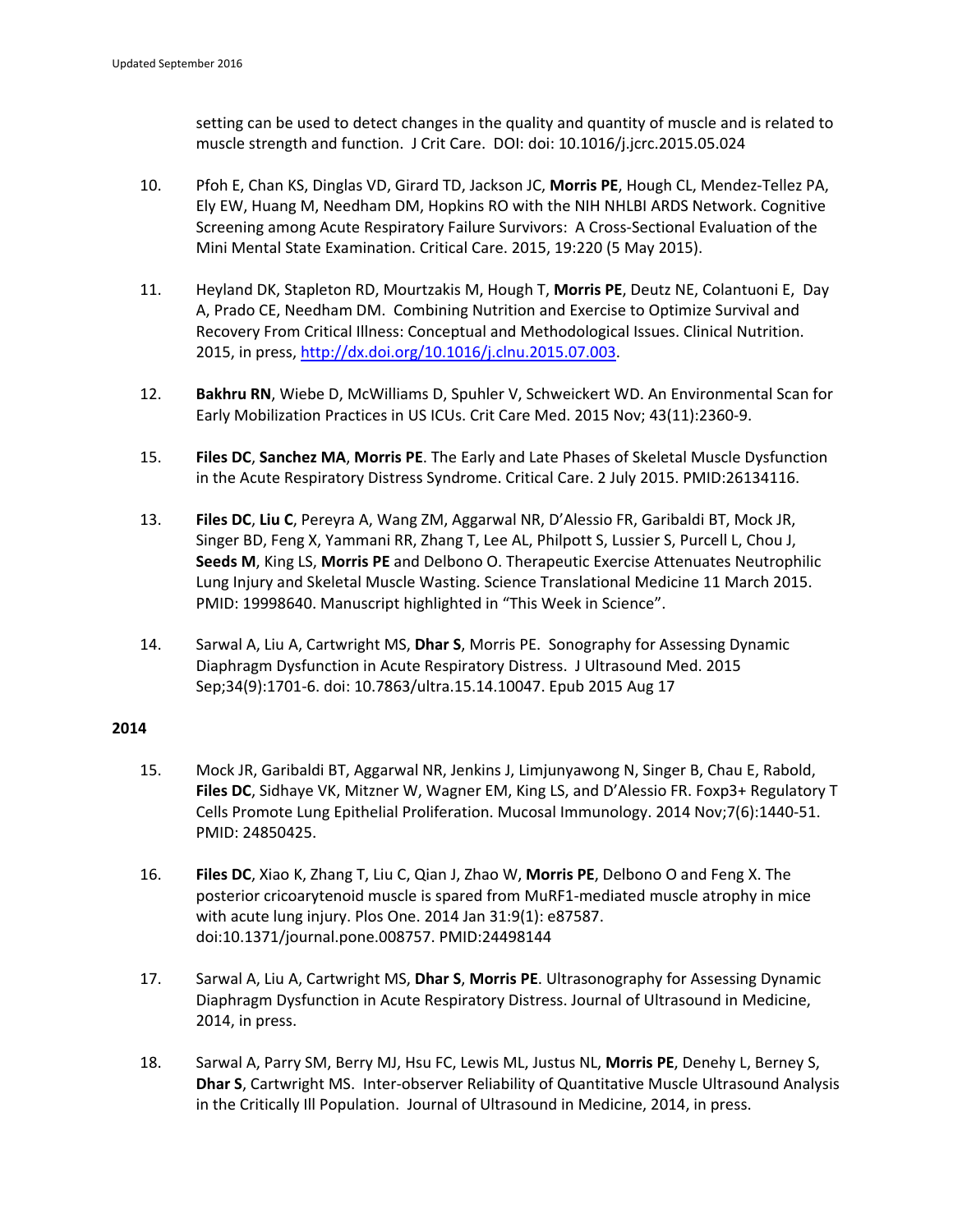setting can be used to detect changes in the quality and quantity of muscle and is related to muscle strength and function. J Crit Care. DOI: doi: 10.1016/j.jcrc.2015.05.024

10. Pfoh E, Chan KS, Dinglas VD, Girard TD, Jackson JC, **Morris PE**, Hough CL, Mendez-Tellez PA, Ely EW, Huang M, Needham DM, Hopkins RO with the NIH NHLBI ARDS Network. Cognitive Screening among Acute Respiratory Failure Survivors: A Cross-Sectional Evaluation of the Mini Mental State Examination. Critical Care. 2015, 19:220 (5 May 2015).

11. Heyland DK, Stapleton RD, Mourtzakis M, Hough T, **Morris PE**, Deutz NE, Colantuoni E, Day A, Prado CE, Needham DM. Combining Nutrition and Exercise to Optimize Survival and Recovery From Critical Illness: Conceptual and Methodological Issues. Clinical Nutrition. 2015, in press, http://dx.doi.org/10.1016/j.clnu.2015.07.003.

12. **Bakhru RN**, Wiebe D, McWilliams D, Spuhler V, Schweickert WD. An Environmental Scan for Early Mobilization Practices in US ICUs. Crit Care Med. 2015 Nov; 43(11):2360-9.

15. **Files DC**, **Sanchez MA**, **Morris PE**. The Early and Late Phases of Skeletal Muscle Dysfunction in the Acute Respiratory Distress Syndrome. Critical Care. 2 July 2015. PMID:26134116.

13. **Files DC**, **Liu C**, Pereyra A, Wang ZM, Aggarwal NR, D'Alessio FR, Garibaldi BT, Mock JR, Singer BD, Feng X, Yammani RR, Zhang T, Lee AL, Philpott S, Lussier S, Purcell L, Chou J, **Seeds M**, King LS, **Morris PE** and Delbono O. Therapeutic Exercise Attenuates Neutrophilic Lung Injury and Skeletal Muscle Wasting. Science Translational Medicine 11 March 2015. PMID: 19998640. Manuscript highlighted in "This Week in Science".

14. Sarwal A, Liu A, Cartwright MS, **Dhar S**, Morris PE. Sonography for Assessing Dynamic Diaphragm Dysfunction in Acute Respiratory Distress. J Ultrasound Med. 2015 Sep;34(9):1701-6. doi: 10.7863/ultra.15.14.10047. Epub 2015 Aug 17

**2014**

15. Mock JR, Garibaldi BT, Aggarwal NR, Jenkins J, Limjunyawong N, Singer B, Chau E, Rabold, **Files DC**, Sidhaye VK, Mitzner W, Wagner EM, King LS, and D'Alessio FR. Foxp3+ Regulatory T Cells Promote Lung Epithelial Proliferation. Mucosal Immunology. 2014 Nov;7(6):1440-51. PMID: 24850425.

16. **Files DC**, Xiao K, Zhang T, Liu C, Qian J, Zhao W, **Morris PE**, Delbono O and Feng X. The posterior cricoarytenoid muscle is spared from MuRF1-mediated muscle atrophy in mice with acute lung injury. Plos One. 2014 Jan 31:9(1): e87587. doi:10.1371/journal.pone.008757. PMID:24498144

17. Sarwal A, Liu A, Cartwright MS, **Dhar S**, **Morris PE**. Ultrasonography for Assessing Dynamic Diaphragm Dysfunction in Acute Respiratory Distress. Journal of Ultrasound in Medicine, 2014, in press.

18. Sarwal A, Parry SM, Berry MJ, Hsu FC, Lewis ML, Justus NL, **Morris PE**, Denehy L, Berney S, **Dhar S**, Cartwright MS. Inter-observer Reliability of Quantitative Muscle Ultrasound Analysis in the Critically Ill Population. Journal of Ultrasound in Medicine, 2014, in press.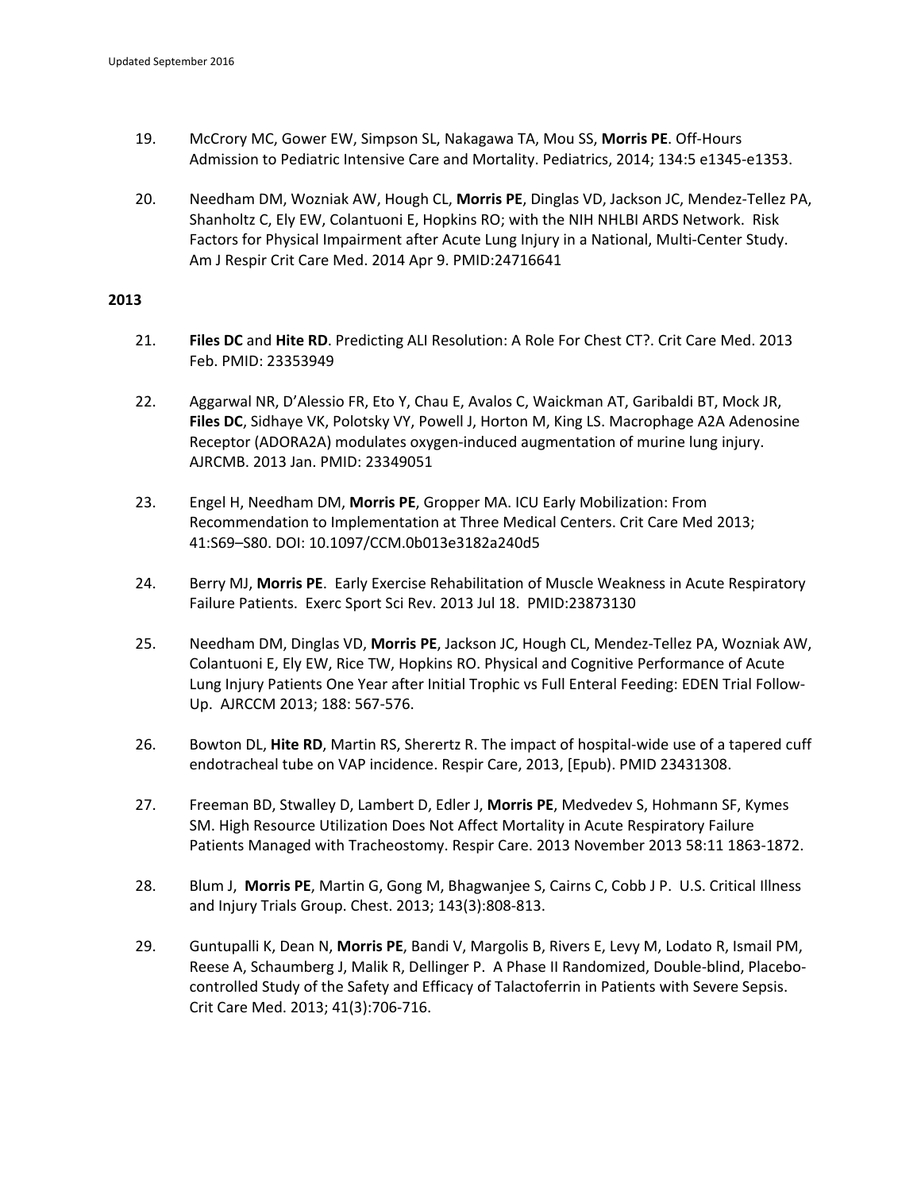19. McCrory MC, Gower EW, Simpson SL, Nakagawa TA, Mou SS, **Morris PE**. Off-Hours Admission to Pediatric Intensive Care and Mortality. Pediatrics, 2014; 134:5 e1345-e1353.

20. Needham DM, Wozniak AW, Hough CL, **Morris PE**, Dinglas VD, Jackson JC, Mendez-Tellez PA, Shanholtz C, Ely EW, Colantuoni E, Hopkins RO; with the NIH NHLBI ARDS Network. Risk Factors for Physical Impairment after Acute Lung Injury in a National, Multi-Center Study. Am J Respir Crit Care Med. 2014 Apr 9. PMID:24716641

**2013**

21. **Files DC** and **Hite RD**. Predicting ALI Resolution: A Role For Chest CT?. Crit Care Med. 2013 Feb. PMID: 23353949

22. Aggarwal NR, D'Alessio FR, Eto Y, Chau E, Avalos C, Waickman AT, Garibaldi BT, Mock JR, **Files DC**, Sidhaye VK, Polotsky VY, Powell J, Horton M, King LS. Macrophage A2A Adenosine Receptor (ADORA2A) modulates oxygen-induced augmentation of murine lung injury. AJRCMB. 2013 Jan. PMID: 23349051

23. Engel H, Needham DM, **Morris PE**, Gropper MA. ICU Early Mobilization: From Recommendation to Implementation at Three Medical Centers. Crit Care Med 2013; 41:S69–S80. DOI: 10.1097/CCM.0b013e3182a240d5

24. Berry MJ, **Morris PE**. Early Exercise Rehabilitation of Muscle Weakness in Acute Respiratory Failure Patients. Exerc Sport Sci Rev. 2013 Jul 18. PMID:23873130

25. Needham DM, Dinglas VD, **Morris PE**, Jackson JC, Hough CL, Mendez-Tellez PA, Wozniak AW, Colantuoni E, Ely EW, Rice TW, Hopkins RO. Physical and Cognitive Performance of Acute Lung Injury Patients One Year after Initial Trophic vs Full Enteral Feeding: EDEN Trial Follow-Up. AJRCCM 2013; 188: 567-576.

26. Bowton DL, **Hite RD**, Martin RS, Sherertz R. The impact of hospital-wide use of a tapered cuff endotracheal tube on VAP incidence. Respir Care, 2013, [Epub). PMID 23431308.

27. Freeman BD, Stwalley D, Lambert D, Edler J, **Morris PE**, Medvedev S, Hohmann SF, Kymes SM. High Resource Utilization Does Not Affect Mortality in Acute Respiratory Failure Patients Managed with Tracheostomy. Respir Care. 2013 November 2013 58:11 1863-1872.

28. Blum J, **Morris PE**, Martin G, Gong M, Bhagwanjee S, Cairns C, Cobb J P. U.S. Critical Illness and Injury Trials Group. Chest. 2013; 143(3):808-813.

29. Guntupalli K, Dean N, **Morris PE**, Bandi V, Margolis B, Rivers E, Levy M, Lodato R, Ismail PM, Reese A, Schaumberg J, Malik R, Dellinger P. A Phase II Randomized, Double-blind, Placebo-controlled Study of the Safety and Efficacy of Talactoferrin in Patients with Severe Sepsis. Crit Care Med. 2013; 41(3):706-716.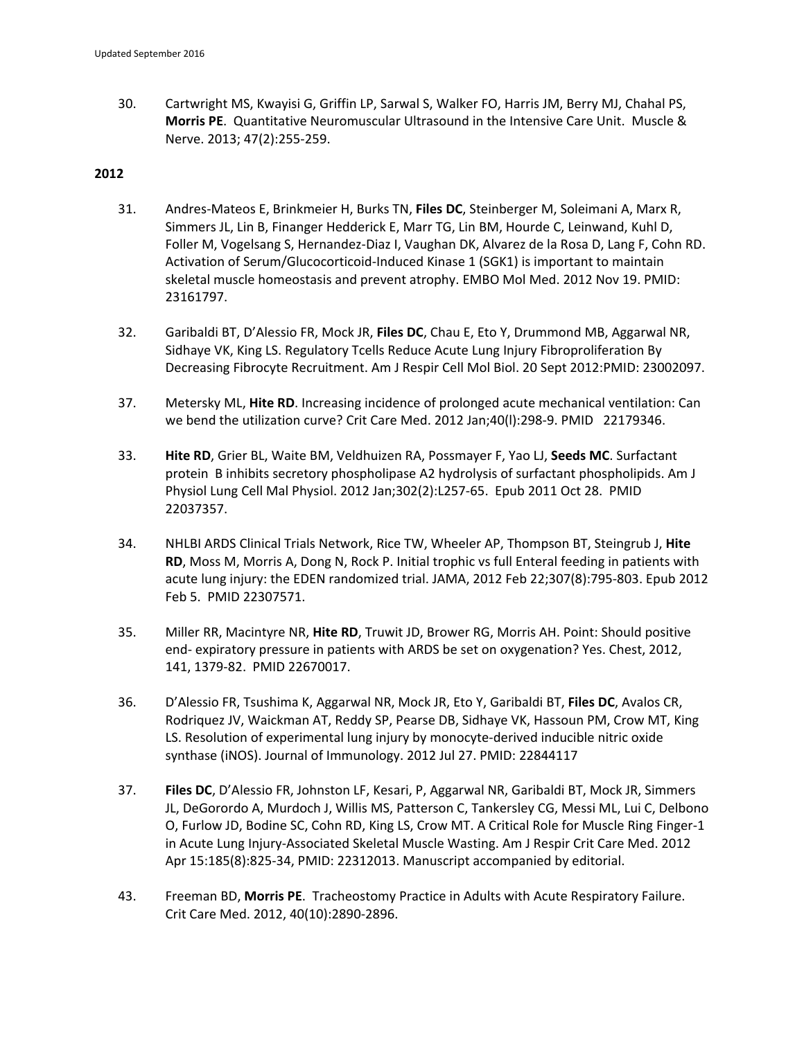30. Cartwright MS, Kwayisi G, Griffin LP, Sarwal S, Walker FO, Harris JM, Berry MJ, Chahal PS, **Morris PE**. Quantitative Neuromuscular Ultrasound in the Intensive Care Unit. Muscle & Nerve. 2013; 47(2):255-259.

**2012**

31. Andres-Mateos E, Brinkmeier H, Burks TN, **Files DC**, Steinberger M, Soleimani A, Marx R, Simmers JL, Lin B, Finanger Hedderick E, Marr TG, Lin BM, Hourde C, Leinwand, Kuhl D, Foller M, Vogelsang S, Hernandez-Diaz I, Vaughan DK, Alvarez de la Rosa D, Lang F, Cohn RD. Activation of Serum/Glucocorticoid-Induced Kinase 1 (SGK1) is important to maintain skeletal muscle homeostasis and prevent atrophy. EMBO Mol Med. 2012 Nov 19. PMID: 23161797.

32. Garibaldi BT, D'Alessio FR, Mock JR, **Files DC**, Chau E, Eto Y, Drummond MB, Aggarwal NR, Sidhaye VK, King LS. Regulatory Tcells Reduce Acute Lung Injury Fibroproliferation By Decreasing Fibrocyte Recruitment. Am J Respir Cell Mol Biol. 20 Sept 2012:PMID: 23002097.

37. Metersky ML, **Hite RD**. Increasing incidence of prolonged acute mechanical ventilation: Can we bend the utilization curve? Crit Care Med. 2012 Jan;40(l):298-9. PMID 22179346.

33. **Hite RD**, Grier BL, Waite BM, Veldhuizen RA, Possmayer F, Yao LJ, **Seeds MC**. Surfactant protein B inhibits secretory phospholipase A2 hydrolysis of surfactant phospholipids. Am J Physiol Lung Cell Mal Physiol. 2012 Jan;302(2):L257-65. Epub 2011 Oct 28. PMID 22037357.

34. NHLBI ARDS Clinical Trials Network, Rice TW, Wheeler AP, Thompson BT, Steingrub J, **Hite RD**, Moss M, Morris A, Dong N, Rock P. Initial trophic vs full Enteral feeding in patients with acute lung injury: the EDEN randomized trial. JAMA, 2012 Feb 22;307(8):795-803. Epub 2012 Feb 5. PMID 22307571.

35. Miller RR, Macintyre NR, **Hite RD**, Truwit JD, Brower RG, Morris AH. Point: Should positive end- expiratory pressure in patients with ARDS be set on oxygenation? Yes. Chest, 2012, 141, 1379-82. PMID 22670017.

36. D'Alessio FR, Tsushima K, Aggarwal NR, Mock JR, Eto Y, Garibaldi BT, **Files DC**, Avalos CR, Rodriquez JV, Waickman AT, Reddy SP, Pearse DB, Sidhaye VK, Hassoun PM, Crow MT, King LS. Resolution of experimental lung injury by monocyte-derived inducible nitric oxide synthase (iNOS). Journal of Immunology. 2012 Jul 27. PMID: 22844117

37. **Files DC**, D'Alessio FR, Johnston LF, Kesari, P, Aggarwal NR, Garibaldi BT, Mock JR, Simmers JL, DeGorordo A, Murdoch J, Willis MS, Patterson C, Tankersley CG, Messi ML, Lui C, Delbono O, Furlow JD, Bodine SC, Cohn RD, King LS, Crow MT. A Critical Role for Muscle Ring Finger-1 in Acute Lung Injury-Associated Skeletal Muscle Wasting. Am J Respir Crit Care Med. 2012 Apr 15:185(8):825-34, PMID: 22312013. Manuscript accompanied by editorial.

43. Freeman BD, **Morris PE**. Tracheostomy Practice in Adults with Acute Respiratory Failure. Crit Care Med. 2012, 40(10):2890-2896.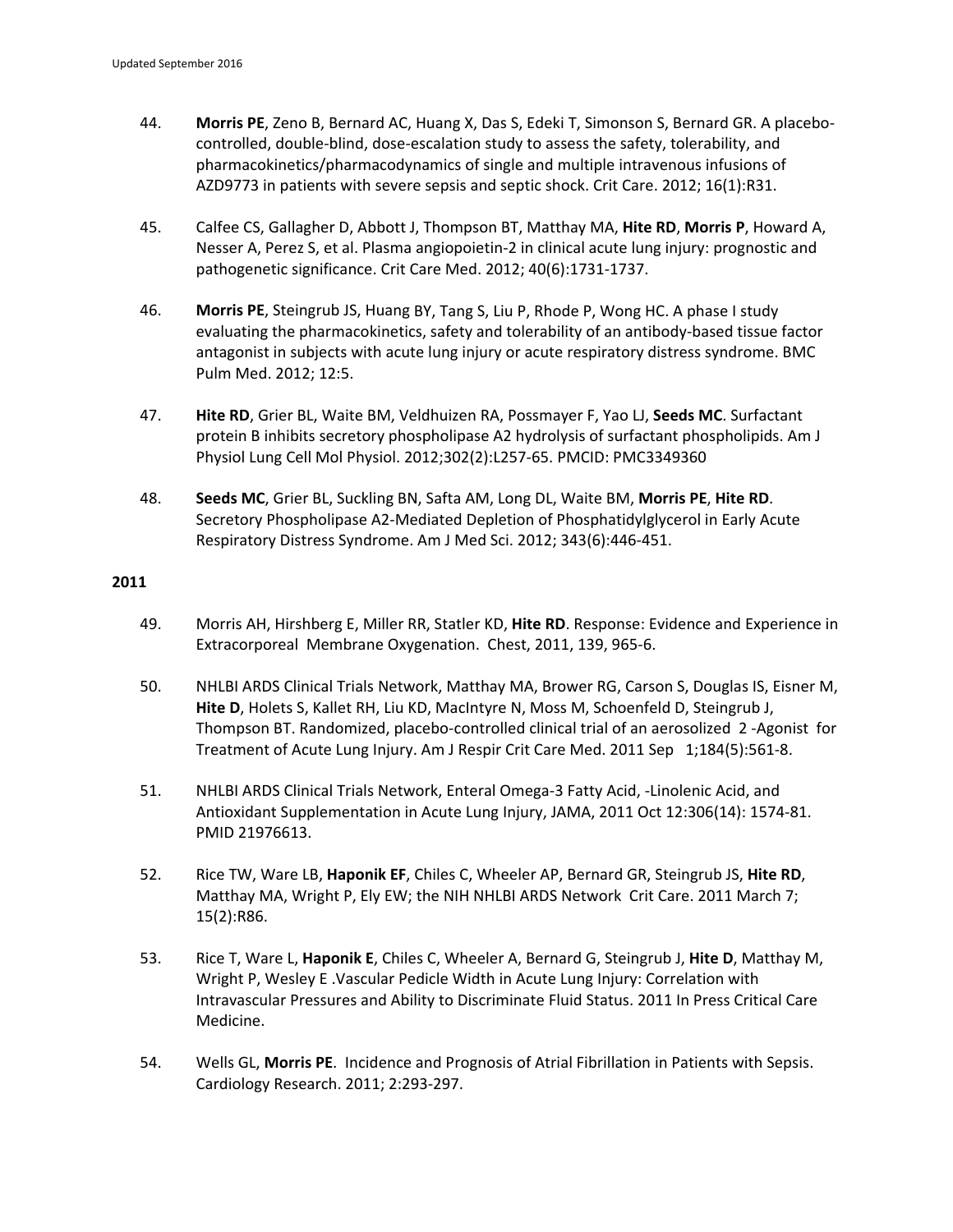44. **Morris PE**, Zeno B, Bernard AC, Huang X, Das S, Edeki T, Simonson S, Bernard GR. A placebo-controlled, double-blind, dose-escalation study to assess the safety, tolerability, and pharmacokinetics/pharmacodynamics of single and multiple intravenous infusions of AZD9773 in patients with severe sepsis and septic shock. Crit Care. 2012; 16(1):R31.

45. Calfee CS, Gallagher D, Abbott J, Thompson BT, Matthay MA, **Hite RD**, **Morris P**, Howard A, Nesser A, Perez S, et al. Plasma angiopoietin-2 in clinical acute lung injury: prognostic and pathogenetic significance. Crit Care Med. 2012; 40(6):1731-1737.

46. **Morris PE**, Steingrub JS, Huang BY, Tang S, Liu P, Rhode P, Wong HC. A phase I study evaluating the pharmacokinetics, safety and tolerability of an antibody-based tissue factor antagonist in subjects with acute lung injury or acute respiratory distress syndrome. BMC Pulm Med. 2012; 12:5.

47. **Hite RD**, Grier BL, Waite BM, Veldhuizen RA, Possmayer F, Yao LJ, **Seeds MC**. Surfactant protein B inhibits secretory phospholipase A2 hydrolysis of surfactant phospholipids. Am J Physiol Lung Cell Mol Physiol. 2012;302(2):L257-65. PMCID: PMC3349360

48. **Seeds MC**, Grier BL, Suckling BN, Safta AM, Long DL, Waite BM, **Morris PE**, **Hite RD**. Secretory Phospholipase A2-Mediated Depletion of Phosphatidylglycerol in Early Acute Respiratory Distress Syndrome. Am J Med Sci. 2012; 343(6):446-451.

**2011**

49. Morris AH, Hirshberg E, Miller RR, Statler KD, **Hite RD**. Response: Evidence and Experience in Extracorporeal Membrane Oxygenation. Chest, 2011, 139, 965-6.

50. NHLBI ARDS Clinical Trials Network, Matthay MA, Brower RG, Carson S, Douglas IS, Eisner M, **Hite D**, Holets S, Kallet RH, Liu KD, MacIntyre N, Moss M, Schoenfeld D, Steingrub J, Thompson BT. Randomized, placebo-controlled clinical trial of an aerosolized 2 -Agonist for Treatment of Acute Lung Injury. Am J Respir Crit Care Med. 2011 Sep 1;184(5):561-8.

51. NHLBI ARDS Clinical Trials Network, Enteral Omega-3 Fatty Acid, -Linolenic Acid, and Antioxidant Supplementation in Acute Lung Injury, JAMA, 2011 Oct 12:306(14): 1574-81. PMID 21976613.

52. Rice TW, Ware LB, **Haponik EF**, Chiles C, Wheeler AP, Bernard GR, Steingrub JS, **Hite RD**, Matthay MA, Wright P, Ely EW; the NIH NHLBI ARDS Network Crit Care. 2011 March 7; 15(2):R86.

53. Rice T, Ware L, **Haponik E**, Chiles C, Wheeler A, Bernard G, Steingrub J, **Hite D**, Matthay M, Wright P, Wesley E .Vascular Pedicle Width in Acute Lung Injury: Correlation with Intravascular Pressures and Ability to Discriminate Fluid Status. 2011 In Press Critical Care Medicine.

54. Wells GL, **Morris PE**. Incidence and Prognosis of Atrial Fibrillation in Patients with Sepsis. Cardiology Research. 2011; 2:293-297.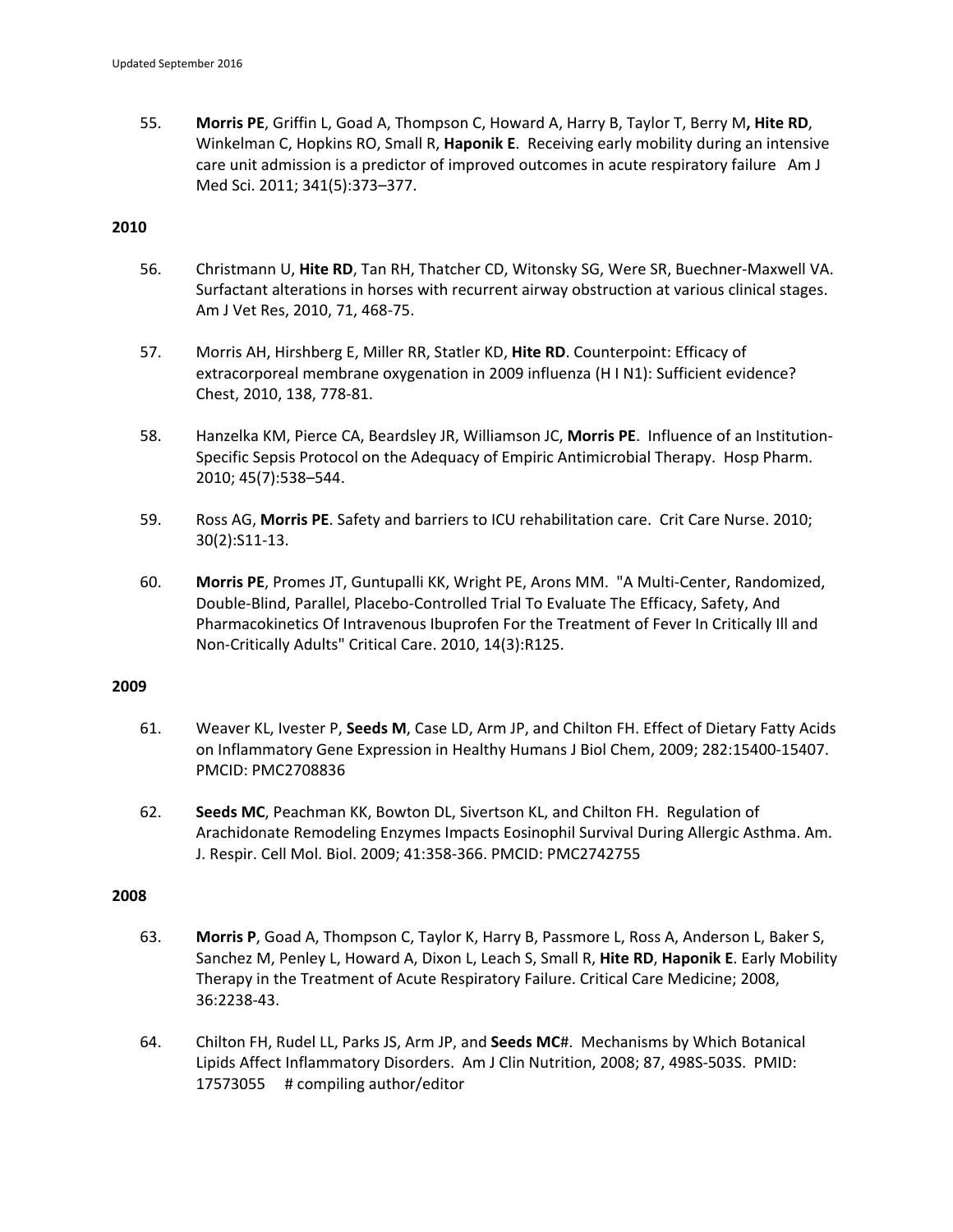55. **Morris PE**, Griffin L, Goad A, Thompson C, Howard A, Harry B, Taylor T, Berry M**, Hite RD**, Winkelman C, Hopkins RO, Small R, **Haponik E**. Receiving early mobility during an intensive care unit admission is a predictor of improved outcomes in acute respiratory failure Am J Med Sci. 2011; 341(5):373–377.

**2010**

56. Christmann U, **Hite RD**, Tan RH, Thatcher CD, Witonsky SG, Were SR, Buechner-Maxwell VA. Surfactant alterations in horses with recurrent airway obstruction at various clinical stages. Am J Vet Res, 2010, 71, 468-75.

57. Morris AH, Hirshberg E, Miller RR, Statler KD, **Hite RD**. Counterpoint: Efficacy of extracorporeal membrane oxygenation in 2009 influenza (H I N1): Sufficient evidence? Chest, 2010, 138, 778-81.

58. Hanzelka KM, Pierce CA, Beardsley JR, Williamson JC, **Morris PE**. Influence of an Institution-Specific Sepsis Protocol on the Adequacy of Empiric Antimicrobial Therapy. Hosp Pharm. 2010; 45(7):538–544.

59. Ross AG, **Morris PE**. Safety and barriers to ICU rehabilitation care. Crit Care Nurse. 2010; 30(2):S11-13.

60. **Morris PE**, Promes JT, Guntupalli KK, Wright PE, Arons MM. "A Multi-Center, Randomized, Double-Blind, Parallel, Placebo-Controlled Trial To Evaluate The Efficacy, Safety, And Pharmacokinetics Of Intravenous Ibuprofen For the Treatment of Fever In Critically Ill and Non-Critically Adults" Critical Care. 2010, 14(3):R125.

**2009**

61. Weaver KL, Ivester P, **Seeds M**, Case LD, Arm JP, and Chilton FH. Effect of Dietary Fatty Acids on Inflammatory Gene Expression in Healthy Humans J Biol Chem, 2009; 282:15400-15407. PMCID: PMC2708836

62. **Seeds MC**, Peachman KK, Bowton DL, Sivertson KL, and Chilton FH. Regulation of Arachidonate Remodeling Enzymes Impacts Eosinophil Survival During Allergic Asthma. Am. J. Respir. Cell Mol. Biol. 2009; 41:358-366. PMCID: PMC2742755

**2008**

63. **Morris P**, Goad A, Thompson C, Taylor K, Harry B, Passmore L, Ross A, Anderson L, Baker S, Sanchez M, Penley L, Howard A, Dixon L, Leach S, Small R, **Hite RD**, **Haponik E**. Early Mobility Therapy in the Treatment of Acute Respiratory Failure. Critical Care Medicine; 2008, 36:2238-43.

64. Chilton FH, Rudel LL, Parks JS, Arm JP, and **Seeds MC**#. Mechanisms by Which Botanical Lipids Affect Inflammatory Disorders. Am J Clin Nutrition, 2008; 87, 498S-503S. PMID: 17573055 # compiling author/editor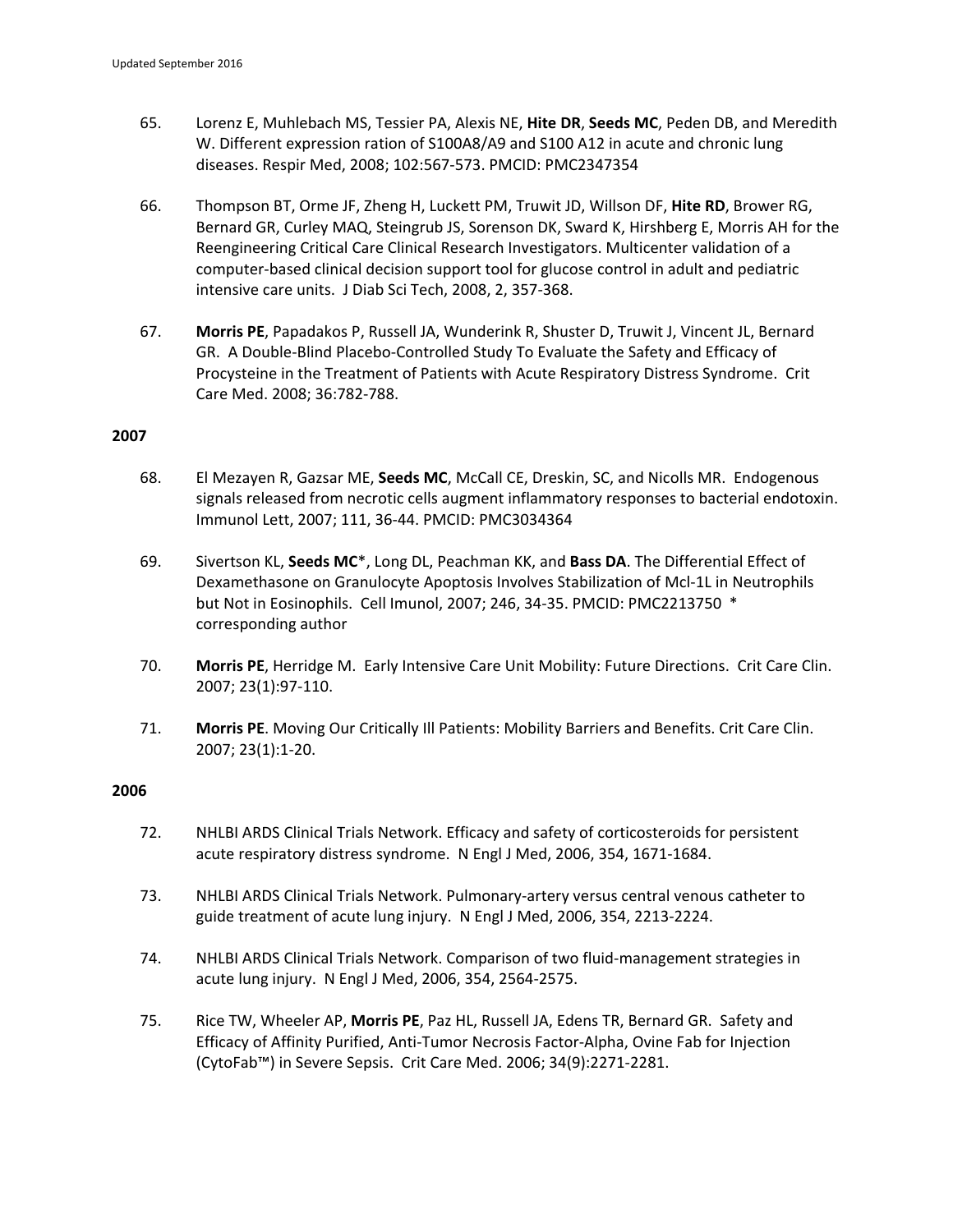65. Lorenz E, Muhlebach MS, Tessier PA, Alexis NE, **Hite DR**, **Seeds MC**, Peden DB, and Meredith W. Different expression ration of S100A8/A9 and S100 A12 in acute and chronic lung diseases. Respir Med, 2008; 102:567-573. PMCID: PMC2347354

66. Thompson BT, Orme JF, Zheng H, Luckett PM, Truwit JD, Willson DF, **Hite RD**, Brower RG, Bernard GR, Curley MAQ, Steingrub JS, Sorenson DK, Sward K, Hirshberg E, Morris AH for the Reengineering Critical Care Clinical Research Investigators. Multicenter validation of a computer-based clinical decision support tool for glucose control in adult and pediatric intensive care units. J Diab Sci Tech, 2008, 2, 357-368.

67. **Morris PE**, Papadakos P, Russell JA, Wunderink R, Shuster D, Truwit J, Vincent JL, Bernard GR. A Double-Blind Placebo-Controlled Study To Evaluate the Safety and Efficacy of Procysteine in the Treatment of Patients with Acute Respiratory Distress Syndrome. Crit Care Med. 2008; 36:782-788.

**2007**

68. El Mezayen R, Gazsar ME, **Seeds MC**, McCall CE, Dreskin, SC, and Nicolls MR. Endogenous signals released from necrotic cells augment inflammatory responses to bacterial endotoxin. Immunol Lett, 2007; 111, 36-44. PMCID: PMC3034364

69. Sivertson KL, **Seeds MC***, Long DL, Peachman KK, and **Bass DA**. The Differential Effect of Dexamethasone on Granulocyte Apoptosis Involves Stabilization of Mcl-1L in Neutrophils but Not in Eosinophils. Cell Imunol, 2007; 246, 34-35. PMCID: PMC2213750 * corresponding author

70. **Morris PE**, Herridge M. Early Intensive Care Unit Mobility: Future Directions. Crit Care Clin. 2007; 23(1):97-110.

71. **Morris PE**. Moving Our Critically Ill Patients: Mobility Barriers and Benefits. Crit Care Clin. 2007; 23(1):1-20.

**2006**

72. NHLBI ARDS Clinical Trials Network. Efficacy and safety of corticosteroids for persistent acute respiratory distress syndrome. N Engl J Med, 2006, 354, 1671-1684.

73. NHLBI ARDS Clinical Trials Network. Pulmonary-artery versus central venous catheter to guide treatment of acute lung injury. N Engl J Med, 2006, 354, 2213-2224.

74. NHLBI ARDS Clinical Trials Network. Comparison of two fluid-management strategies in acute lung injury. N Engl J Med, 2006, 354, 2564-2575.

75. Rice TW, Wheeler AP, **Morris PE**, Paz HL, Russell JA, Edens TR, Bernard GR. Safety and Efficacy of Affinity Purified, Anti-Tumor Necrosis Factor-Alpha, Ovine Fab for Injection (CytoFab™) in Severe Sepsis. Crit Care Med. 2006; 34(9):2271-2281.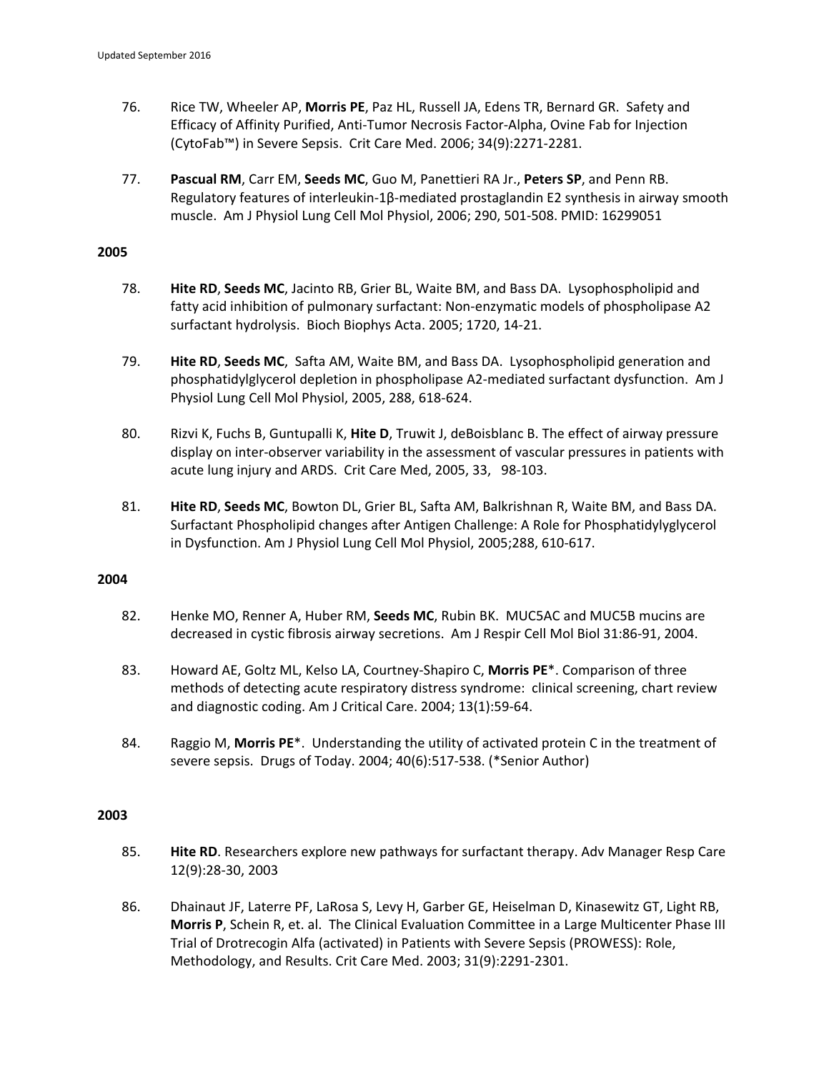76. Rice TW, Wheeler AP, **Morris PE**, Paz HL, Russell JA, Edens TR, Bernard GR. Safety and Efficacy of Affinity Purified, Anti-Tumor Necrosis Factor-Alpha, Ovine Fab for Injection (CytoFab™) in Severe Sepsis. Crit Care Med. 2006; 34(9):2271-2281.

77. **Pascual RM**, Carr EM, **Seeds MC**, Guo M, Panettieri RA Jr., **Peters SP**, and Penn RB. Regulatory features of interleukin-1β-mediated prostaglandin E2 synthesis in airway smooth muscle. Am J Physiol Lung Cell Mol Physiol, 2006; 290, 501-508. PMID: 16299051

**2005**

78. **Hite RD**, **Seeds MC**, Jacinto RB, Grier BL, Waite BM, and Bass DA. Lysophospholipid and fatty acid inhibition of pulmonary surfactant: Non-enzymatic models of phospholipase A2 surfactant hydrolysis. Bioch Biophys Acta. 2005; 1720, 14-21.

79. **Hite RD**, **Seeds MC**, Safta AM, Waite BM, and Bass DA. Lysophospholipid generation and phosphatidylglycerol depletion in phospholipase A2-mediated surfactant dysfunction. Am J Physiol Lung Cell Mol Physiol, 2005, 288, 618-624.

80. Rizvi K, Fuchs B, Guntupalli K, **Hite D**, Truwit J, deBoisblanc B. The effect of airway pressure display on inter-observer variability in the assessment of vascular pressures in patients with acute lung injury and ARDS. Crit Care Med, 2005, 33, 98-103.

81. **Hite RD**, **Seeds MC**, Bowton DL, Grier BL, Safta AM, Balkrishnan R, Waite BM, and Bass DA. Surfactant Phospholipid changes after Antigen Challenge: A Role for Phosphatidylyglycerol in Dysfunction. Am J Physiol Lung Cell Mol Physiol, 2005;288, 610-617.

**2004**

82. Henke MO, Renner A, Huber RM, **Seeds MC**, Rubin BK. MUC5AC and MUC5B mucins are decreased in cystic fibrosis airway secretions. Am J Respir Cell Mol Biol 31:86-91, 2004.

83. Howard AE, Goltz ML, Kelso LA, Courtney-Shapiro C, **Morris PE***. Comparison of three methods of detecting acute respiratory distress syndrome: clinical screening, chart review and diagnostic coding. Am J Critical Care. 2004; 13(1):59-64.

84. Raggio M, **Morris PE***. Understanding the utility of activated protein C in the treatment of severe sepsis. Drugs of Today. 2004; 40(6):517-538. (*Senior Author)

**2003**

85. **Hite RD**. Researchers explore new pathways for surfactant therapy. Adv Manager Resp Care 12(9):28-30, 2003

86. Dhainaut JF, Laterre PF, LaRosa S, Levy H, Garber GE, Heiselman D, Kinasewitz GT, Light RB, **Morris P**, Schein R, et. al. The Clinical Evaluation Committee in a Large Multicenter Phase III Trial of Drotrecogin Alfa (activated) in Patients with Severe Sepsis (PROWESS): Role, Methodology, and Results. Crit Care Med. 2003; 31(9):2291-2301.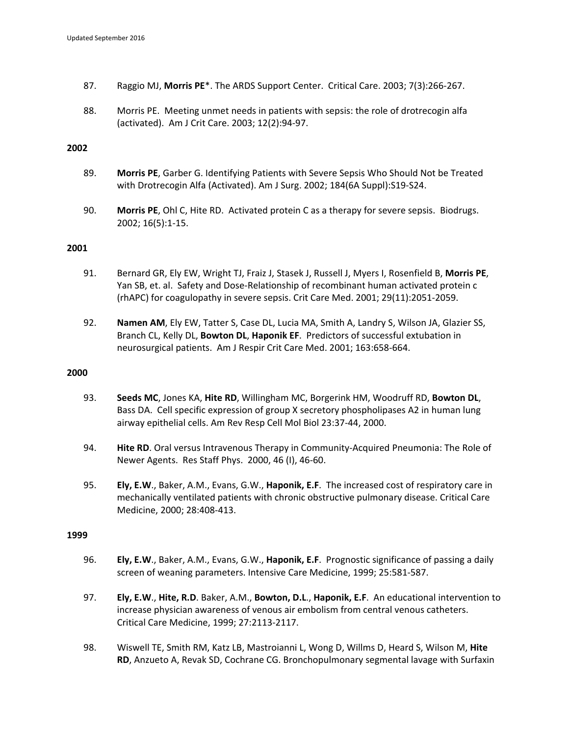87. Raggio MJ, **Morris PE***. The ARDS Support Center. Critical Care. 2003; 7(3):266-267.

88. Morris PE. Meeting unmet needs in patients with sepsis: the role of drotrecogin alfa (activated). Am J Crit Care. 2003; 12(2):94-97.

**2002**

89. **Morris PE**, Garber G. Identifying Patients with Severe Sepsis Who Should Not be Treated with Drotrecogin Alfa (Activated). Am J Surg. 2002; 184(6A Suppl):S19-S24.

90. **Morris PE**, Ohl C, Hite RD. Activated protein C as a therapy for severe sepsis. Biodrugs. 2002; 16(5):1-15.

**2001**

91. Bernard GR, Ely EW, Wright TJ, Fraiz J, Stasek J, Russell J, Myers I, Rosenfield B, **Morris PE**, Yan SB, et. al. Safety and Dose-Relationship of recombinant human activated protein c (rhAPC) for coagulopathy in severe sepsis. Crit Care Med. 2001; 29(11):2051-2059.

92. **Namen AM**, Ely EW, Tatter S, Case DL, Lucia MA, Smith A, Landry S, Wilson JA, Glazier SS, Branch CL, Kelly DL, **Bowton DL**, **Haponik EF**. Predictors of successful extubation in neurosurgical patients. Am J Respir Crit Care Med. 2001; 163:658-664.

**2000**

93. **Seeds MC**, Jones KA, **Hite RD**, Willingham MC, Borgerink HM, Woodruff RD, **Bowton DL**, Bass DA. Cell specific expression of group X secretory phospholipases A2 in human lung airway epithelial cells. Am Rev Resp Cell Mol Biol 23:37-44, 2000.

94. **Hite RD**. Oral versus Intravenous Therapy in Community-Acquired Pneumonia: The Role of Newer Agents. Res Staff Phys. 2000, 46 (I), 46-60.

95. **Ely, E.W**., Baker, A.M., Evans, G.W., **Haponik, E.F**. The increased cost of respiratory care in mechanically ventilated patients with chronic obstructive pulmonary disease. Critical Care Medicine, 2000; 28:408-413.

**1999**

96. **Ely, E.W**., Baker, A.M., Evans, G.W., **Haponik, E.F**. Prognostic significance of passing a daily screen of weaning parameters. Intensive Care Medicine, 1999; 25:581-587.

97. **Ely, E.W**., **Hite, R.D**. Baker, A.M., **Bowton, D.L**., **Haponik, E.F**. An educational intervention to increase physician awareness of venous air embolism from central venous catheters. Critical Care Medicine, 1999; 27:2113-2117.

98. Wiswell TE, Smith RM, Katz LB, Mastroianni L, Wong D, Willms D, Heard S, Wilson M, **Hite RD**, Anzueto A, Revak SD, Cochrane CG. Bronchopulmonary segmental lavage with Surfaxin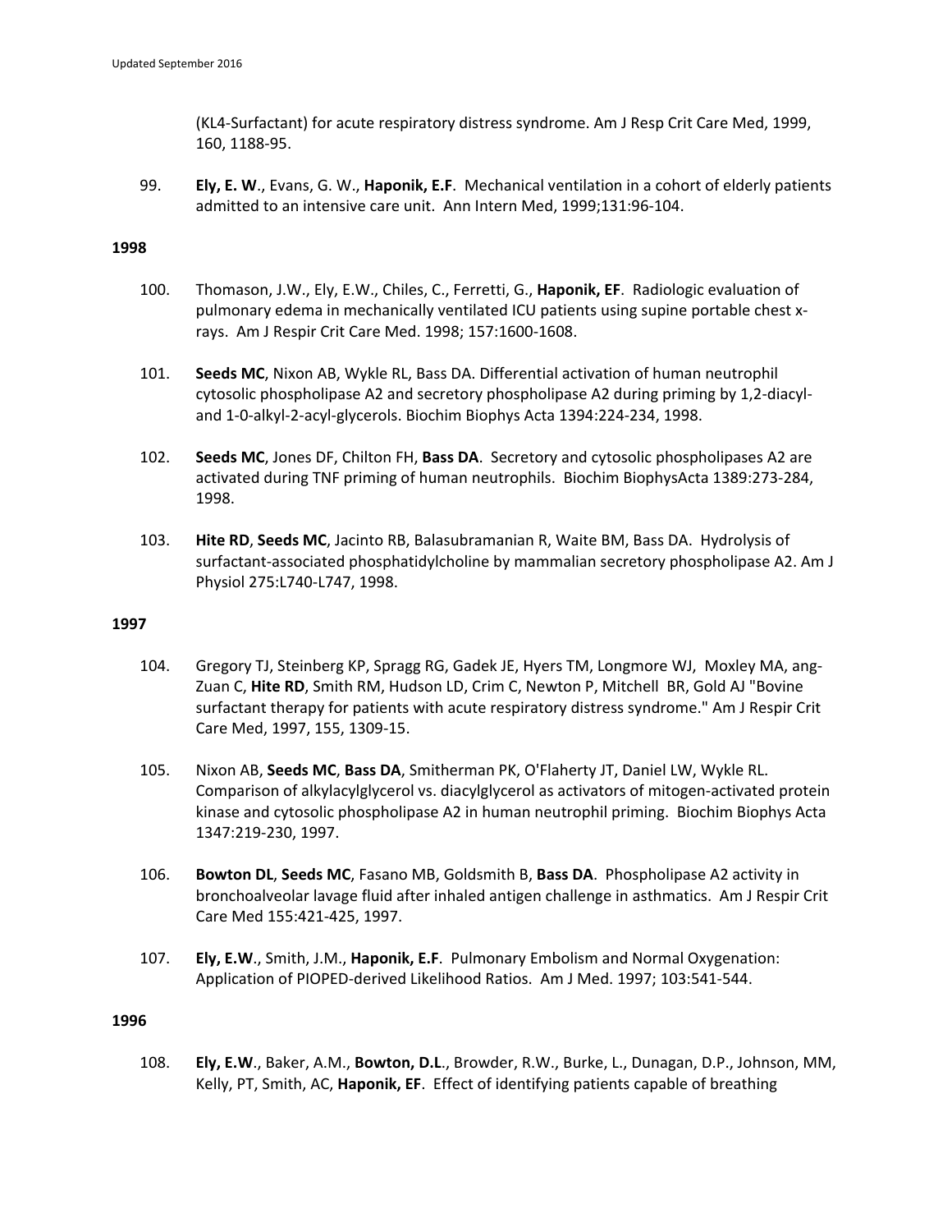(KL4-Surfactant) for acute respiratory distress syndrome. Am J Resp Crit Care Med, 1999, 160, 1188-95.

99. **Ely, E. W**., Evans, G. W., **Haponik, E.F**. Mechanical ventilation in a cohort of elderly patients admitted to an intensive care unit. Ann Intern Med, 1999;131:96-104.

**1998**

100. Thomason, J.W., Ely, E.W., Chiles, C., Ferretti, G., **Haponik, EF**. Radiologic evaluation of pulmonary edema in mechanically ventilated ICU patients using supine portable chest x-rays. Am J Respir Crit Care Med. 1998; 157:1600-1608.

101. **Seeds MC**, Nixon AB, Wykle RL, Bass DA. Differential activation of human neutrophil cytosolic phospholipase A2 and secretory phospholipase A2 during priming by 1,2-diacyl- and 1-0-alkyl-2-acyl-glycerols. Biochim Biophys Acta 1394:224-234, 1998.

102. **Seeds MC**, Jones DF, Chilton FH, **Bass DA**. Secretory and cytosolic phospholipases A2 are activated during TNF priming of human neutrophils. Biochim BiophysActa 1389:273-284, 1998.

103. **Hite RD**, **Seeds MC**, Jacinto RB, Balasubramanian R, Waite BM, Bass DA. Hydrolysis of surfactant-associated phosphatidylcholine by mammalian secretory phospholipase A2. Am J Physiol 275:L740-L747, 1998.

**1997**

104. Gregory TJ, Steinberg KP, Spragg RG, Gadek JE, Hyers TM, Longmore WJ, Moxley MA, ang-Zuan C, **Hite RD**, Smith RM, Hudson LD, Crim C, Newton P, Mitchell BR, Gold AJ "Bovine surfactant therapy for patients with acute respiratory distress syndrome." Am J Respir Crit Care Med, 1997, 155, 1309-15.

105. Nixon AB, **Seeds MC**, **Bass DA**, Smitherman PK, O'Flaherty JT, Daniel LW, Wykle RL. Comparison of alkylacylglycerol vs. diacylglycerol as activators of mitogen-activated protein kinase and cytosolic phospholipase A2 in human neutrophil priming. Biochim Biophys Acta 1347:219-230, 1997.

106. **Bowton DL**, **Seeds MC**, Fasano MB, Goldsmith B, **Bass DA**. Phospholipase A2 activity in bronchoalveolar lavage fluid after inhaled antigen challenge in asthmatics. Am J Respir Crit Care Med 155:421-425, 1997.

107. **Ely, E.W**., Smith, J.M., **Haponik, E.F**. Pulmonary Embolism and Normal Oxygenation: Application of PIOPED-derived Likelihood Ratios. Am J Med. 1997; 103:541-544.

**1996**

108. **Ely, E.W**., Baker, A.M., **Bowton, D.L**., Browder, R.W., Burke, L., Dunagan, D.P., Johnson, MM, Kelly, PT, Smith, AC, **Haponik, EF**. Effect of identifying patients capable of breathing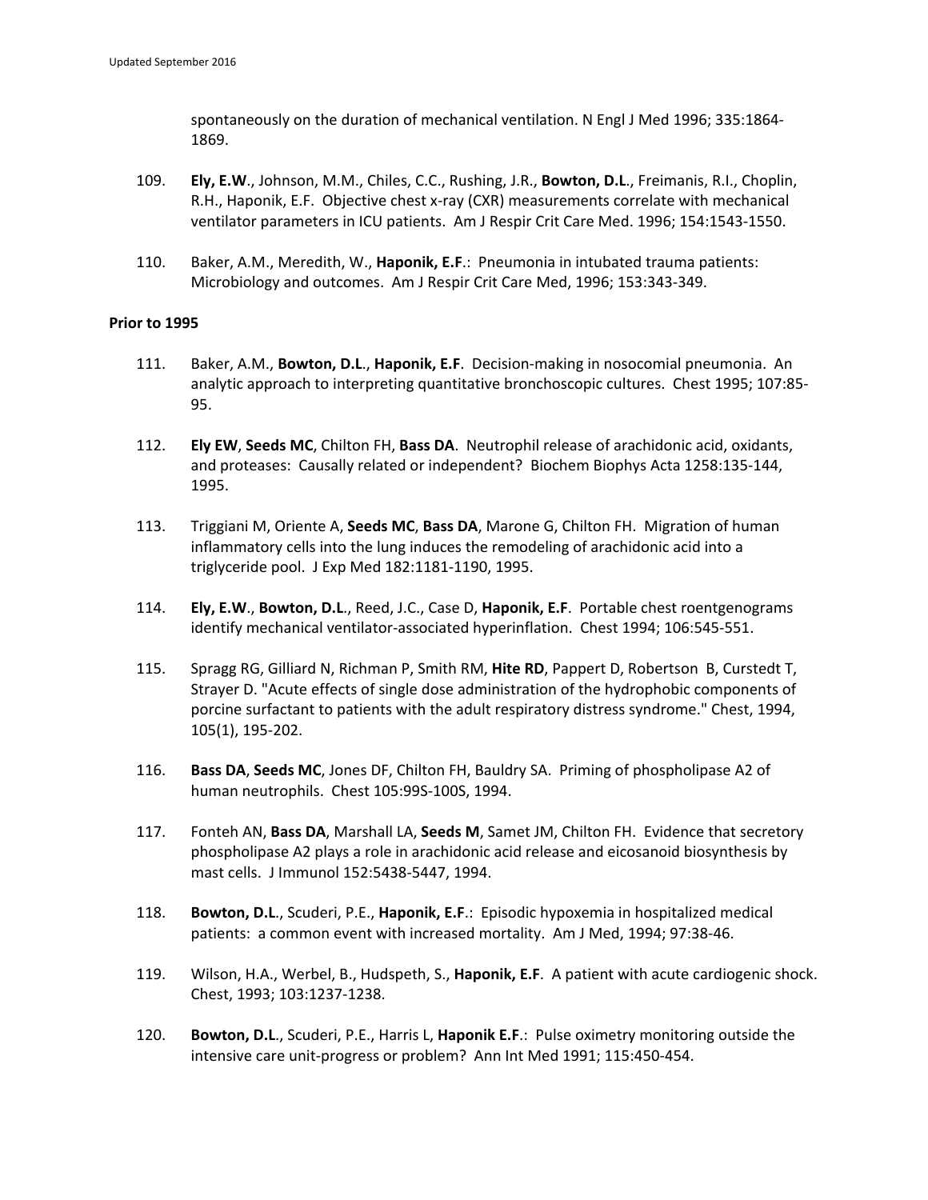spontaneously on the duration of mechanical ventilation. N Engl J Med 1996; 335:1864-1869.

109. **Ely, E.W**., Johnson, M.M., Chiles, C.C., Rushing, J.R., **Bowton, D.L**., Freimanis, R.I., Choplin, R.H., Haponik, E.F. Objective chest x-ray (CXR) measurements correlate with mechanical ventilator parameters in ICU patients. Am J Respir Crit Care Med. 1996; 154:1543-1550.

110. Baker, A.M., Meredith, W., **Haponik, E.F**.: Pneumonia in intubated trauma patients: Microbiology and outcomes. Am J Respir Crit Care Med, 1996; 153:343-349.

**Prior to 1995**

111. Baker, A.M., **Bowton, D.L**., **Haponik, E.F**. Decision-making in nosocomial pneumonia. An analytic approach to interpreting quantitative bronchoscopic cultures. Chest 1995; 107:85-95.

112. **Ely EW**, **Seeds MC**, Chilton FH, **Bass DA**. Neutrophil release of arachidonic acid, oxidants, and proteases: Causally related or independent? Biochem Biophys Acta 1258:135-144, 1995.

113. Triggiani M, Oriente A, **Seeds MC**, **Bass DA**, Marone G, Chilton FH. Migration of human inflammatory cells into the lung induces the remodeling of arachidonic acid into a triglyceride pool. J Exp Med 182:1181-1190, 1995.

114. **Ely, E.W**., **Bowton, D.L**., Reed, J.C., Case D, **Haponik, E.F**. Portable chest roentgenograms identify mechanical ventilator-associated hyperinflation. Chest 1994; 106:545-551.

115. Spragg RG, Gilliard N, Richman P, Smith RM, **Hite RD**, Pappert D, Robertson B, Curstedt T, Strayer D. "Acute effects of single dose administration of the hydrophobic components of porcine surfactant to patients with the adult respiratory distress syndrome." Chest, 1994, 105(1), 195-202.

116. **Bass DA**, **Seeds MC**, Jones DF, Chilton FH, Bauldry SA. Priming of phospholipase A2 of human neutrophils. Chest 105:99S-100S, 1994.

117. Fonteh AN, **Bass DA**, Marshall LA, **Seeds M**, Samet JM, Chilton FH. Evidence that secretory phospholipase A2 plays a role in arachidonic acid release and eicosanoid biosynthesis by mast cells. J Immunol 152:5438-5447, 1994.

118. **Bowton, D.L**., Scuderi, P.E., **Haponik, E.F**.: Episodic hypoxemia in hospitalized medical patients: a common event with increased mortality. Am J Med, 1994; 97:38-46.

119. Wilson, H.A., Werbel, B., Hudspeth, S., **Haponik, E.F**. A patient with acute cardiogenic shock. Chest, 1993; 103:1237-1238.

120. **Bowton, D.L**., Scuderi, P.E., Harris L, **Haponik E.F**.: Pulse oximetry monitoring outside the intensive care unit-progress or problem? Ann Int Med 1991; 115:450-454.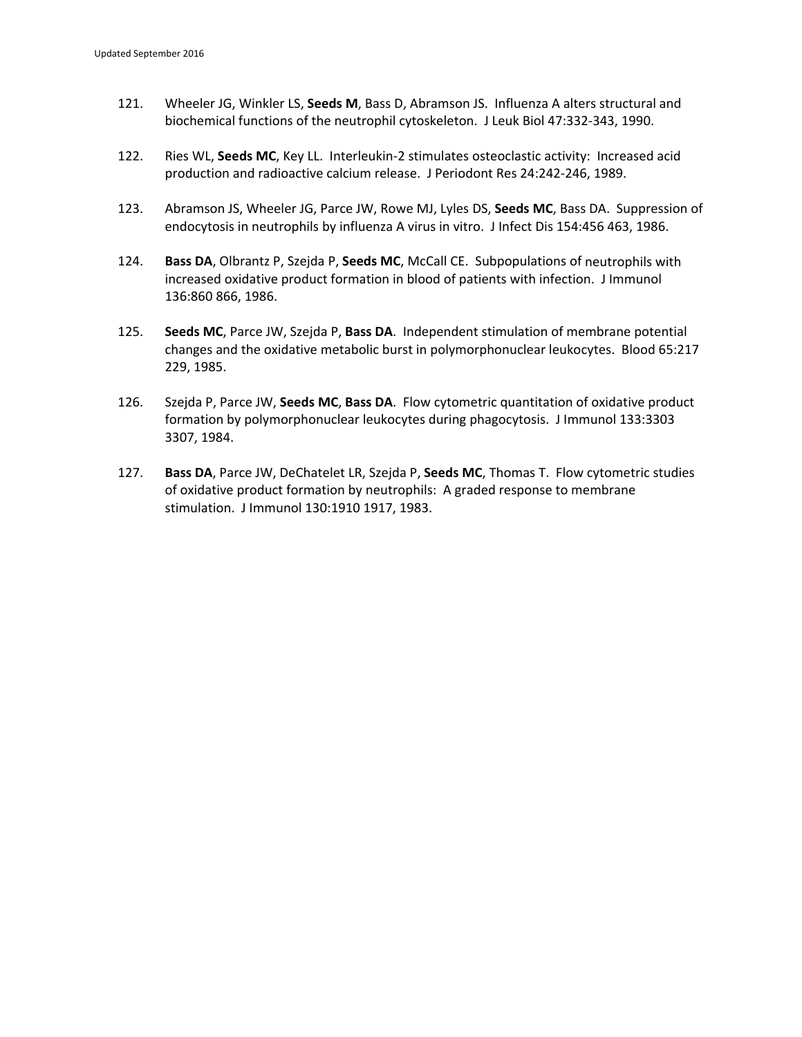121. Wheeler JG, Winkler LS, **Seeds M**, Bass D, Abramson JS. Influenza A alters structural and biochemical functions of the neutrophil cytoskeleton. J Leuk Biol 47:332-343, 1990.

122. Ries WL, **Seeds MC**, Key LL. Interleukin-2 stimulates osteoclastic activity: Increased acid production and radioactive calcium release. J Periodont Res 24:242-246, 1989.

123. Abramson JS, Wheeler JG, Parce JW, Rowe MJ, Lyles DS, **Seeds MC**, Bass DA. Suppression of endocytosis in neutrophils by influenza A virus in vitro. J Infect Dis 154:456 463, 1986.

124. **Bass DA**, Olbrantz P, Szejda P, **Seeds MC**, McCall CE. Subpopulations of neutrophils with increased oxidative product formation in blood of patients with infection. J Immunol 136:860 866, 1986.

125. **Seeds MC**, Parce JW, Szejda P, **Bass DA**. Independent stimulation of membrane potential changes and the oxidative metabolic burst in polymorphonuclear leukocytes. Blood 65:217 229, 1985.

126. Szejda P, Parce JW, **Seeds MC**, **Bass DA**. Flow cytometric quantitation of oxidative product formation by polymorphonuclear leukocytes during phagocytosis. J Immunol 133:3303 3307, 1984.

127. **Bass DA**, Parce JW, DeChatelet LR, Szejda P, **Seeds MC**, Thomas T. Flow cytometric studies of oxidative product formation by neutrophils: A graded response to membrane stimulation. J Immunol 130:1910 1917, 1983.